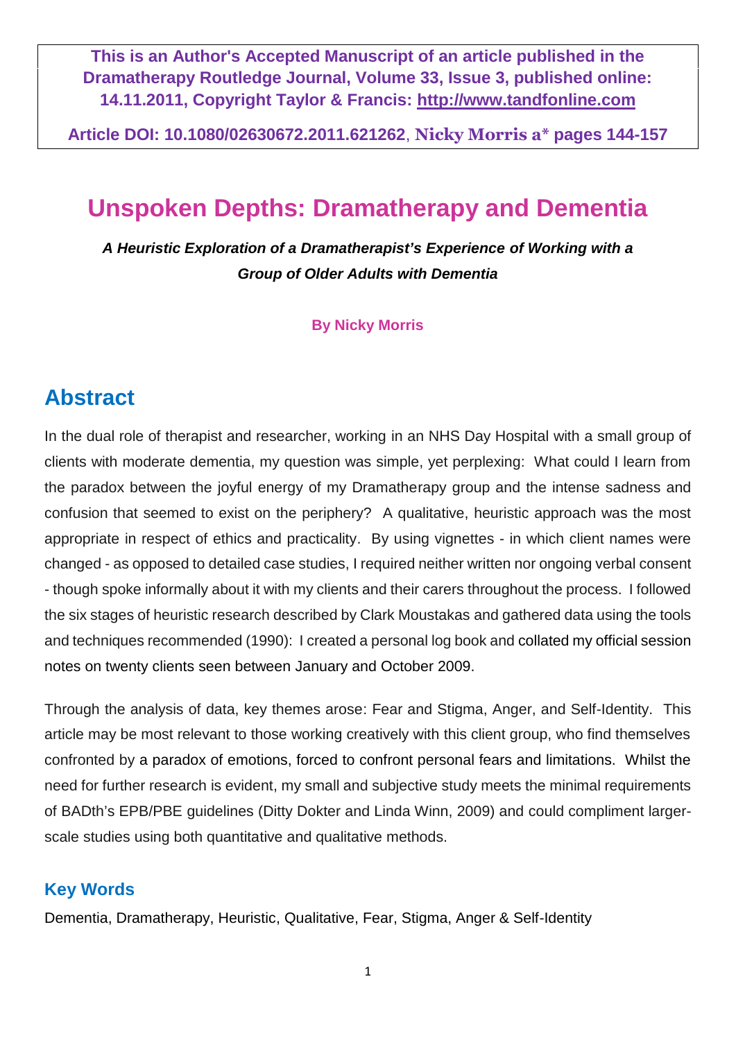**This is an Author's Accepted Manuscript of an article published in the Dramatherapy Routledge Journal, Volume 33, Issue 3, published online: 14.11.2011, Copyright Taylor & Francis: http://www.tandfonline.com**

**Article DOI: 10.1080/02630672.2011.621262, Nicky Morris a* pages 144-157**

# Unspoken Depths: Dramatherapy and Dementia

***A Heuristic Exploration of a Dramatherapist's Experience of Working with a Group of Older Adults with Dementia***

**By Nicky Morris**

## Abstract

In the dual role of therapist and researcher, working in an NHS Day Hospital with a small group of clients with moderate dementia, my question was simple, yet perplexing: What could I learn from the paradox between the joyful energy of my Dramatherapy group and the intense sadness and confusion that seemed to exist on the periphery? A qualitative, heuristic approach was the most appropriate in respect of ethics and practicality. By using vignettes - in which client names were changed - as opposed to detailed case studies, I required neither written nor ongoing verbal consent - though spoke informally about it with my clients and their carers throughout the process. I followed the six stages of heuristic research described by Clark Moustakas and gathered data using the tools and techniques recommended (1990): I created a personal log book and collated my official session notes on twenty clients seen between January and October 2009.

Through the analysis of data, key themes arose: Fear and Stigma, Anger, and Self-Identity. This article may be most relevant to those working creatively with this client group, who find themselves confronted by a paradox of emotions, forced to confront personal fears and limitations. Whilst the need for further research is evident, my small and subjective study meets the minimal requirements of BADth's EPB/PBE guidelines (Ditty Dokter and Linda Winn, 2009) and could compliment larger-scale studies using both quantitative and qualitative methods.

### Key Words

Dementia, Dramatherapy, Heuristic, Qualitative, Fear, Stigma, Anger & Self-Identity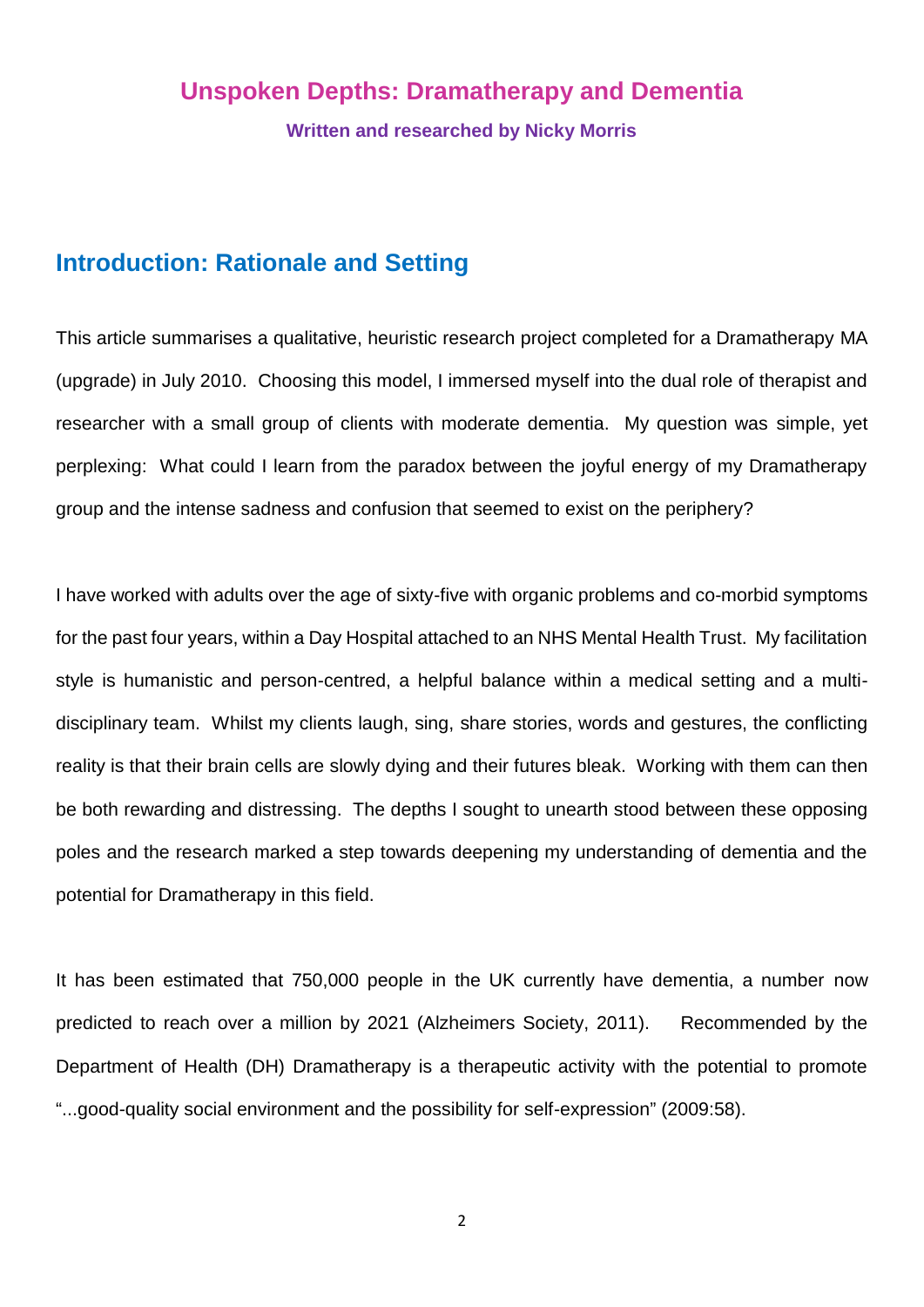# Unspoken Depths: Dramatherapy and Dementia

**Written and researched by Nicky Morris**

## Introduction: Rationale and Setting

This article summarises a qualitative, heuristic research project completed for a Dramatherapy MA (upgrade) in July 2010. Choosing this model, I immersed myself into the dual role of therapist and researcher with a small group of clients with moderate dementia. My question was simple, yet perplexing: What could I learn from the paradox between the joyful energy of my Dramatherapy group and the intense sadness and confusion that seemed to exist on the periphery?

I have worked with adults over the age of sixty-five with organic problems and co-morbid symptoms for the past four years, within a Day Hospital attached to an NHS Mental Health Trust. My facilitation style is humanistic and person-centred, a helpful balance within a medical setting and a multi-disciplinary team. Whilst my clients laugh, sing, share stories, words and gestures, the conflicting reality is that their brain cells are slowly dying and their futures bleak. Working with them can then be both rewarding and distressing. The depths I sought to unearth stood between these opposing poles and the research marked a step towards deepening my understanding of dementia and the potential for Dramatherapy in this field.

It has been estimated that 750,000 people in the UK currently have dementia, a number now predicted to reach over a million by 2021 (Alzheimers Society, 2011). Recommended by the Department of Health (DH) Dramatherapy is a therapeutic activity with the potential to promote "...good-quality social environment and the possibility for self-expression" (2009:58).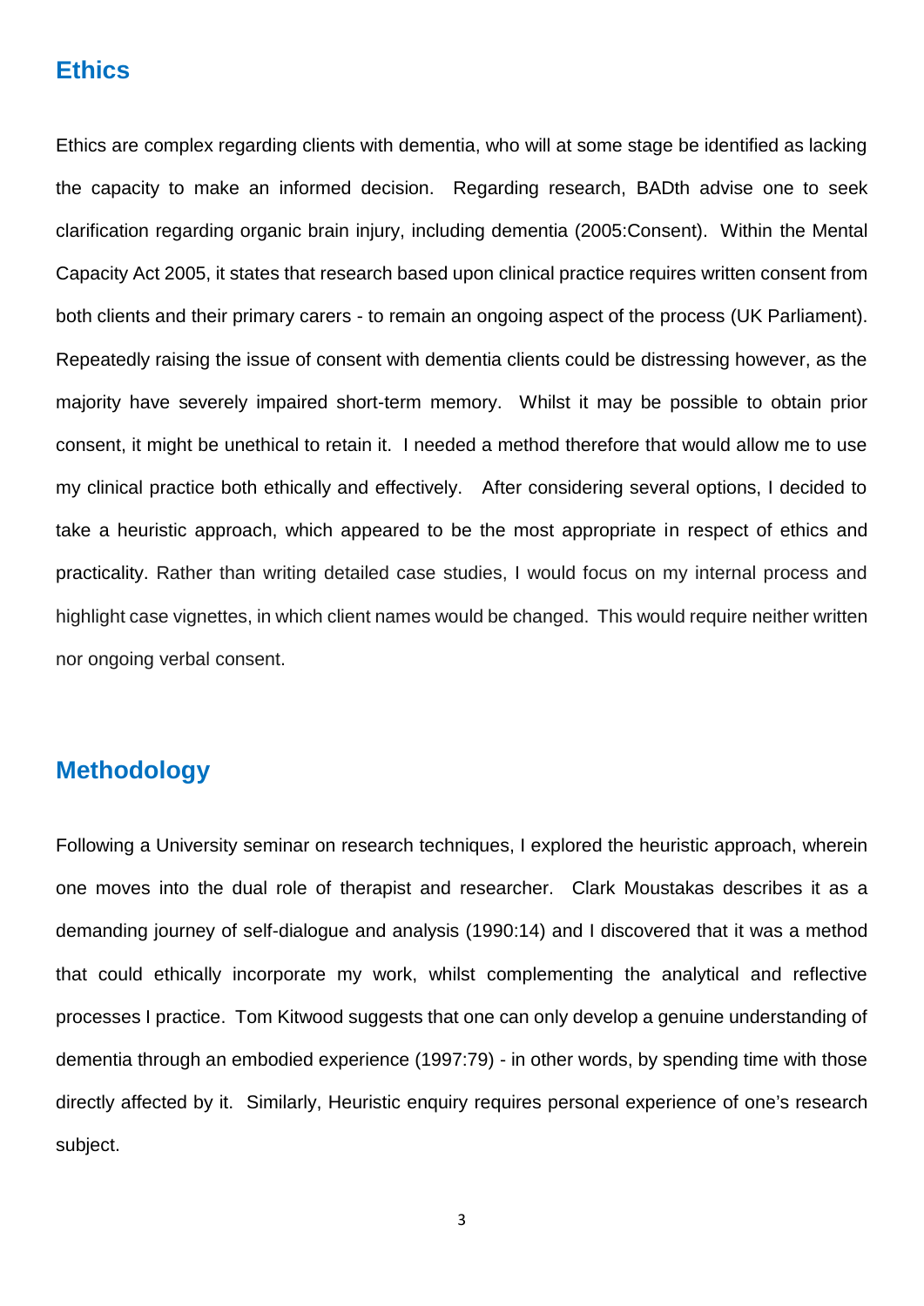## Ethics

Ethics are complex regarding clients with dementia, who will at some stage be identified as lacking the capacity to make an informed decision. Regarding research, BADth advise one to seek clarification regarding organic brain injury, including dementia (2005:Consent). Within the Mental Capacity Act 2005, it states that research based upon clinical practice requires written consent from both clients and their primary carers - to remain an ongoing aspect of the process (UK Parliament). Repeatedly raising the issue of consent with dementia clients could be distressing however, as the majority have severely impaired short-term memory. Whilst it may be possible to obtain prior consent, it might be unethical to retain it. I needed a method therefore that would allow me to use my clinical practice both ethically and effectively. After considering several options, I decided to take a heuristic approach, which appeared to be the most appropriate in respect of ethics and practicality. Rather than writing detailed case studies, I would focus on my internal process and highlight case vignettes, in which client names would be changed. This would require neither written nor ongoing verbal consent.

## Methodology

Following a University seminar on research techniques, I explored the heuristic approach, wherein one moves into the dual role of therapist and researcher. Clark Moustakas describes it as a demanding journey of self-dialogue and analysis (1990:14) and I discovered that it was a method that could ethically incorporate my work, whilst complementing the analytical and reflective processes I practice. Tom Kitwood suggests that one can only develop a genuine understanding of dementia through an embodied experience (1997:79) - in other words, by spending time with those directly affected by it. Similarly, Heuristic enquiry requires personal experience of one's research subject.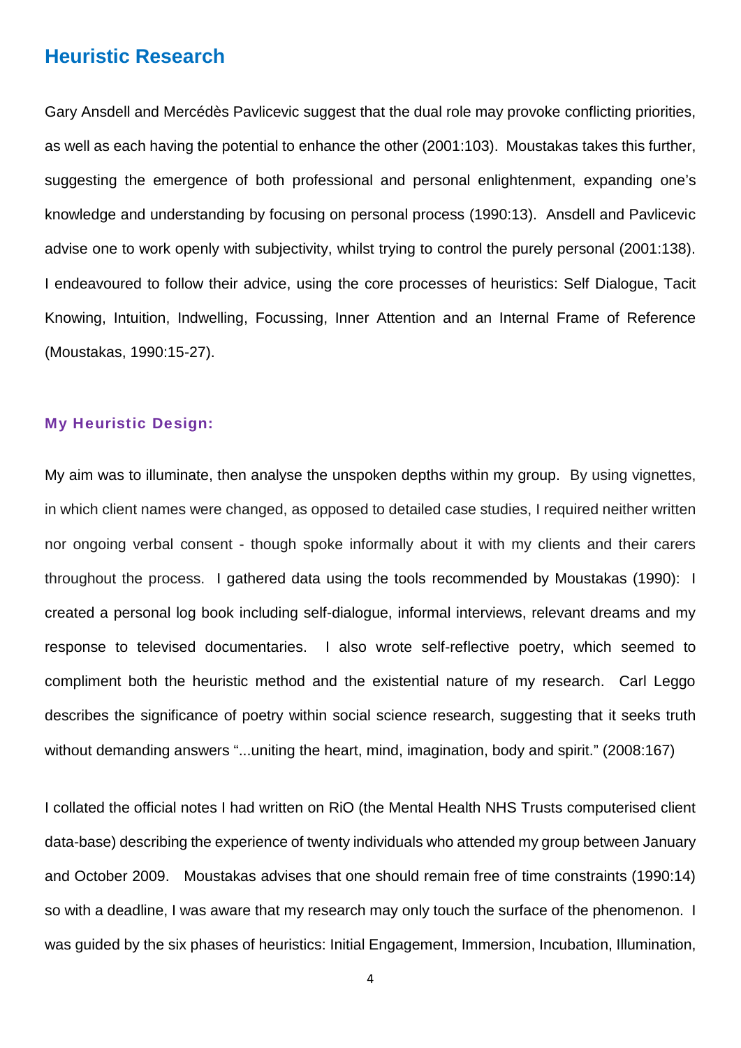## Heuristic Research

Gary Ansdell and Mercédès Pavlicevic suggest that the dual role may provoke conflicting priorities, as well as each having the potential to enhance the other (2001:103). Moustakas takes this further, suggesting the emergence of both professional and personal enlightenment, expanding one's knowledge and understanding by focusing on personal process (1990:13). Ansdell and Pavlicevic advise one to work openly with subjectivity, whilst trying to control the purely personal (2001:138). I endeavoured to follow their advice, using the core processes of heuristics: Self Dialogue, Tacit Knowing, Intuition, Indwelling, Focussing, Inner Attention and an Internal Frame of Reference (Moustakas, 1990:15-27).

### My Heuristic Design:

My aim was to illuminate, then analyse the unspoken depths within my group. By using vignettes, in which client names were changed, as opposed to detailed case studies, I required neither written nor ongoing verbal consent - though spoke informally about it with my clients and their carers throughout the process. I gathered data using the tools recommended by Moustakas (1990): I created a personal log book including self-dialogue, informal interviews, relevant dreams and my response to televised documentaries. I also wrote self-reflective poetry, which seemed to compliment both the heuristic method and the existential nature of my research. Carl Leggo describes the significance of poetry within social science research, suggesting that it seeks truth without demanding answers "...uniting the heart, mind, imagination, body and spirit." (2008:167)

I collated the official notes I had written on RiO (the Mental Health NHS Trusts computerised client data-base) describing the experience of twenty individuals who attended my group between January and October 2009. Moustakas advises that one should remain free of time constraints (1990:14) so with a deadline, I was aware that my research may only touch the surface of the phenomenon. I was guided by the six phases of heuristics: Initial Engagement, Immersion, Incubation, Illumination,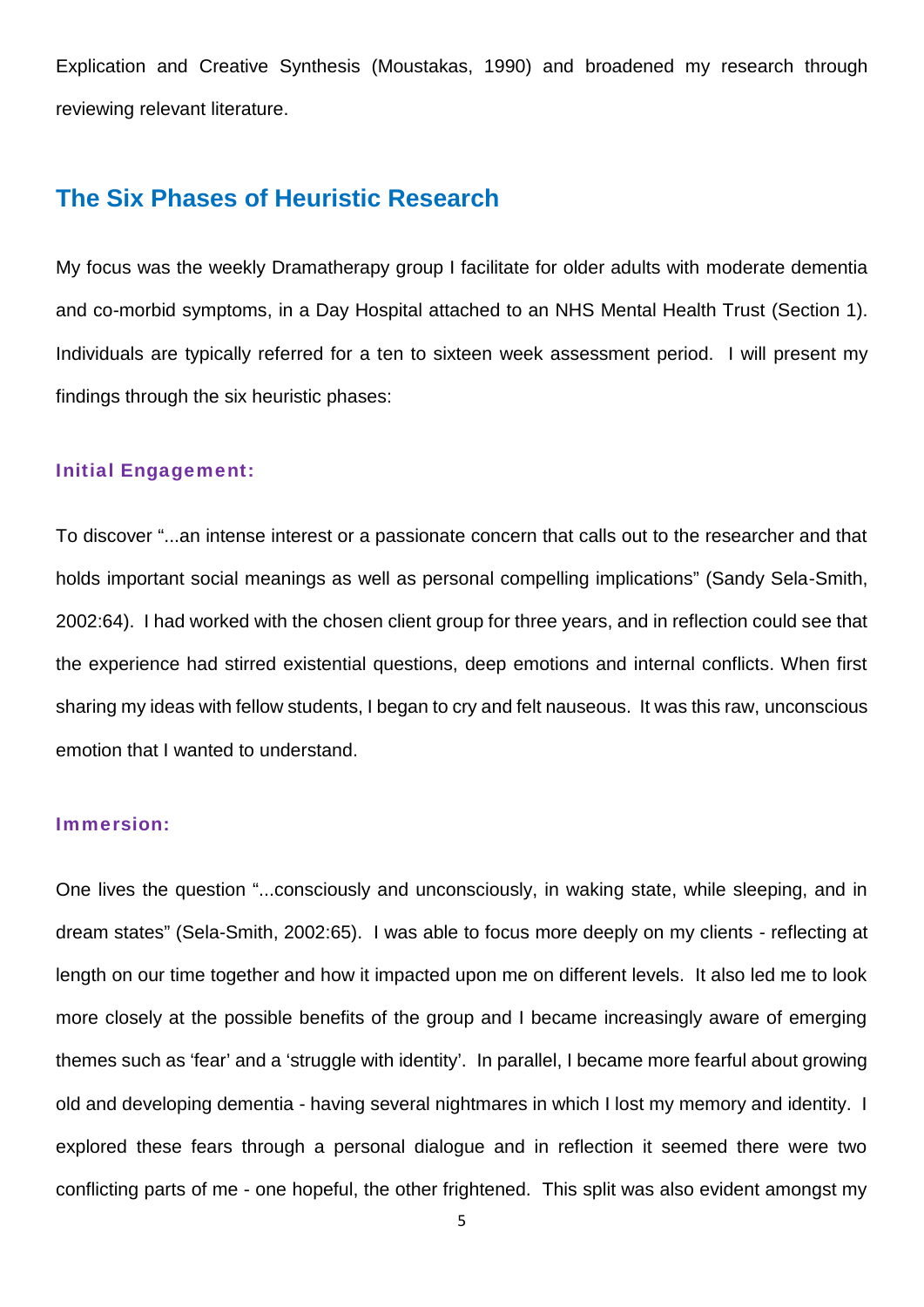Explication and Creative Synthesis (Moustakas, 1990) and broadened my research through reviewing relevant literature.

## The Six Phases of Heuristic Research

My focus was the weekly Dramatherapy group I facilitate for older adults with moderate dementia and co-morbid symptoms, in a Day Hospital attached to an NHS Mental Health Trust (Section 1). Individuals are typically referred for a ten to sixteen week assessment period. I will present my findings through the six heuristic phases:

### Initial Engagement:

To discover "...an intense interest or a passionate concern that calls out to the researcher and that holds important social meanings as well as personal compelling implications" (Sandy Sela-Smith, 2002:64). I had worked with the chosen client group for three years, and in reflection could see that the experience had stirred existential questions, deep emotions and internal conflicts. When first sharing my ideas with fellow students, I began to cry and felt nauseous. It was this raw, unconscious emotion that I wanted to understand.

### Immersion:

One lives the question "...consciously and unconsciously, in waking state, while sleeping, and in dream states" (Sela-Smith, 2002:65). I was able to focus more deeply on my clients - reflecting at length on our time together and how it impacted upon me on different levels. It also led me to look more closely at the possible benefits of the group and I became increasingly aware of emerging themes such as 'fear' and a 'struggle with identity'. In parallel, I became more fearful about growing old and developing dementia - having several nightmares in which I lost my memory and identity. I explored these fears through a personal dialogue and in reflection it seemed there were two conflicting parts of me - one hopeful, the other frightened. This split was also evident amongst my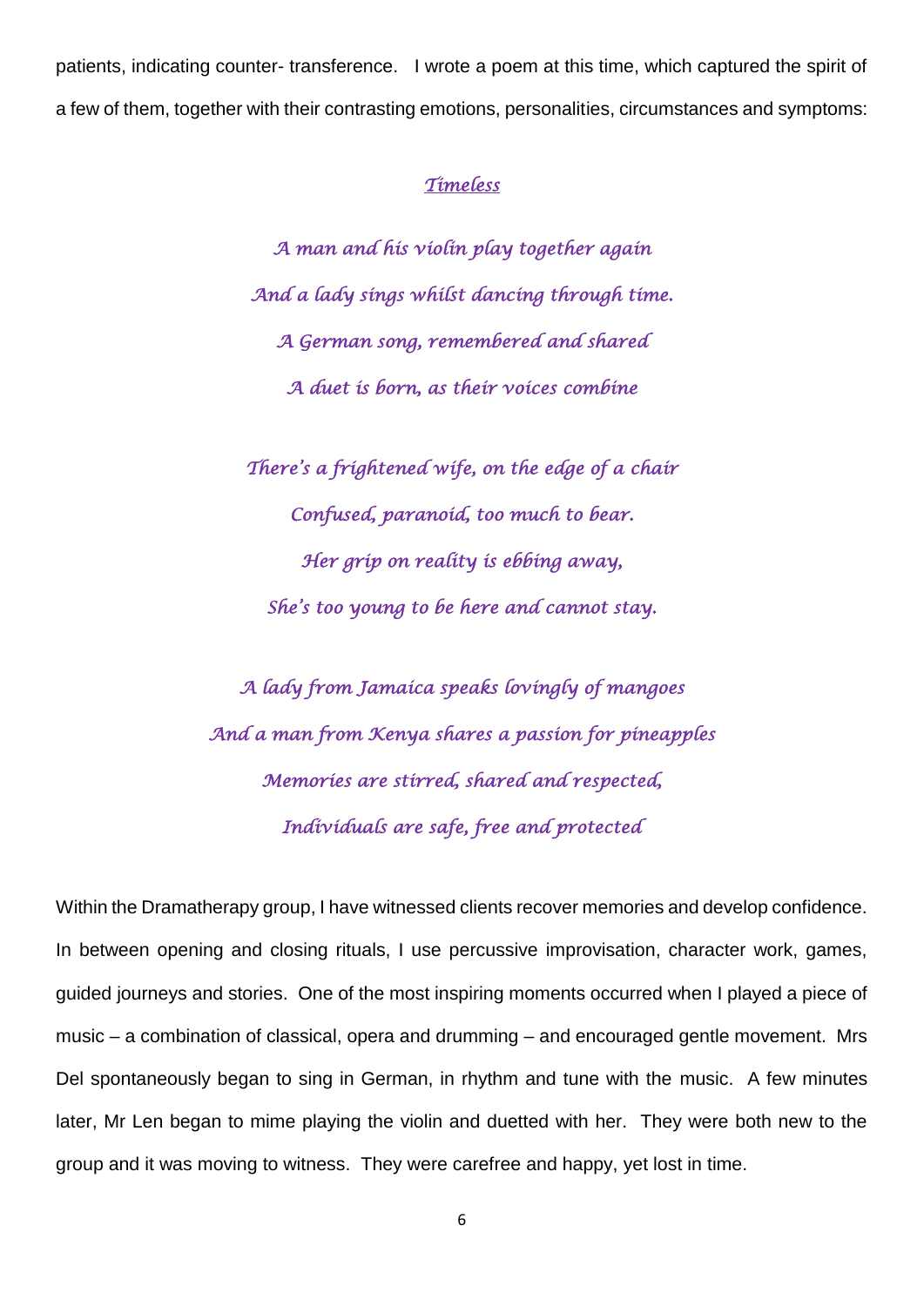patients, indicating counter- transference. I wrote a poem at this time, which captured the spirit of a few of them, together with their contrasting emotions, personalities, circumstances and symptoms:

*Timeless*

*A man and his violin play together again*
*And a lady sings whilst dancing through time.*
*A German song, remembered and shared*
*A duet is born, as their voices combine*

*There's a frightened wife, on the edge of a chair*
*Confused, paranoid, too much to bear.*
*Her grip on reality is ebbing away,*
*She's too young to be here and cannot stay.*

*A lady from Jamaica speaks lovingly of mangoes*
*And a man from Kenya shares a passion for pineapples*
*Memories are stirred, shared and respected,*
*Individuals are safe, free and protected*

Within the Dramatherapy group, I have witnessed clients recover memories and develop confidence. In between opening and closing rituals, I use percussive improvisation, character work, games, guided journeys and stories. One of the most inspiring moments occurred when I played a piece of music – a combination of classical, opera and drumming – and encouraged gentle movement. Mrs Del spontaneously began to sing in German, in rhythm and tune with the music. A few minutes later, Mr Len began to mime playing the violin and duetted with her. They were both new to the group and it was moving to witness. They were carefree and happy, yet lost in time.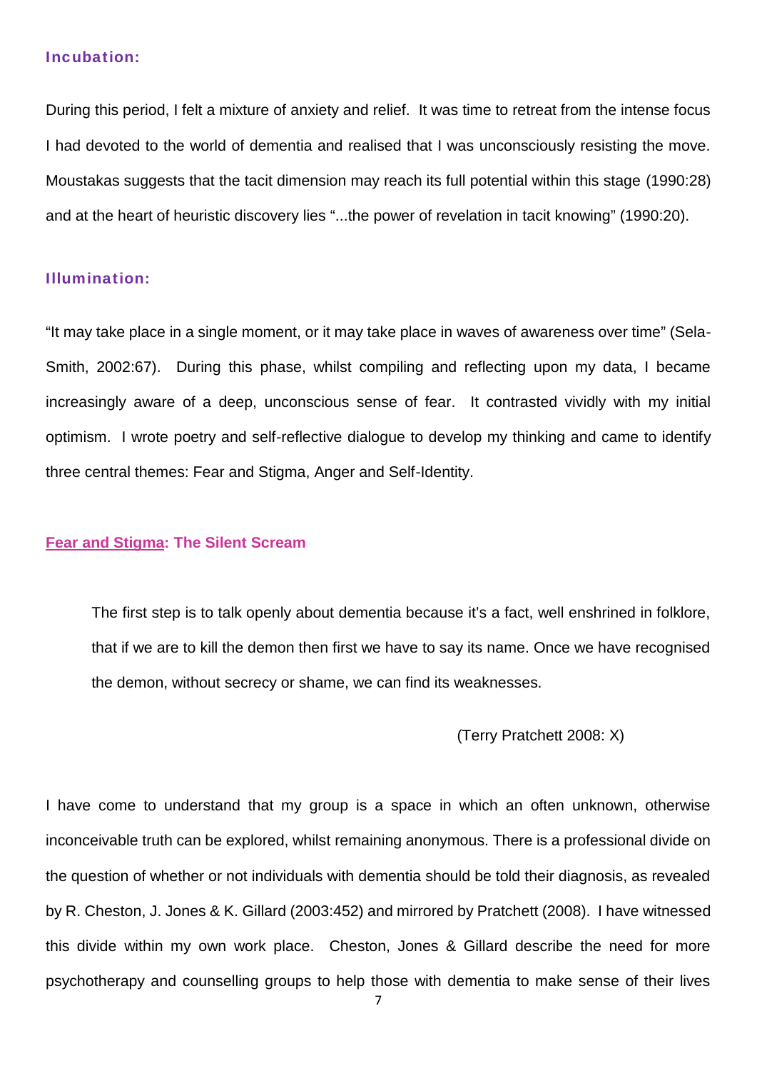### Incubation:

During this period, I felt a mixture of anxiety and relief. It was time to retreat from the intense focus I had devoted to the world of dementia and realised that I was unconsciously resisting the move. Moustakas suggests that the tacit dimension may reach its full potential within this stage (1990:28) and at the heart of heuristic discovery lies "...the power of revelation in tacit knowing" (1990:20).

### Illumination:

"It may take place in a single moment, or it may take place in waves of awareness over time" (Sela-Smith, 2002:67). During this phase, whilst compiling and reflecting upon my data, I became increasingly aware of a deep, unconscious sense of fear. It contrasted vividly with my initial optimism. I wrote poetry and self-reflective dialogue to develop my thinking and came to identify three central themes: Fear and Stigma, Anger and Self-Identity.

### Fear and Stigma: The Silent Scream

> The first step is to talk openly about dementia because it's a fact, well enshrined in folklore, that if we are to kill the demon then first we have to say its name. Once we have recognised the demon, without secrecy or shame, we can find its weaknesses.
>
> (Terry Pratchett 2008: X)

I have come to understand that my group is a space in which an often unknown, otherwise inconceivable truth can be explored, whilst remaining anonymous. There is a professional divide on the question of whether or not individuals with dementia should be told their diagnosis, as revealed by R. Cheston, J. Jones & K. Gillard (2003:452) and mirrored by Pratchett (2008). I have witnessed this divide within my own work place. Cheston, Jones & Gillard describe the need for more psychotherapy and counselling groups to help those with dementia to make sense of their lives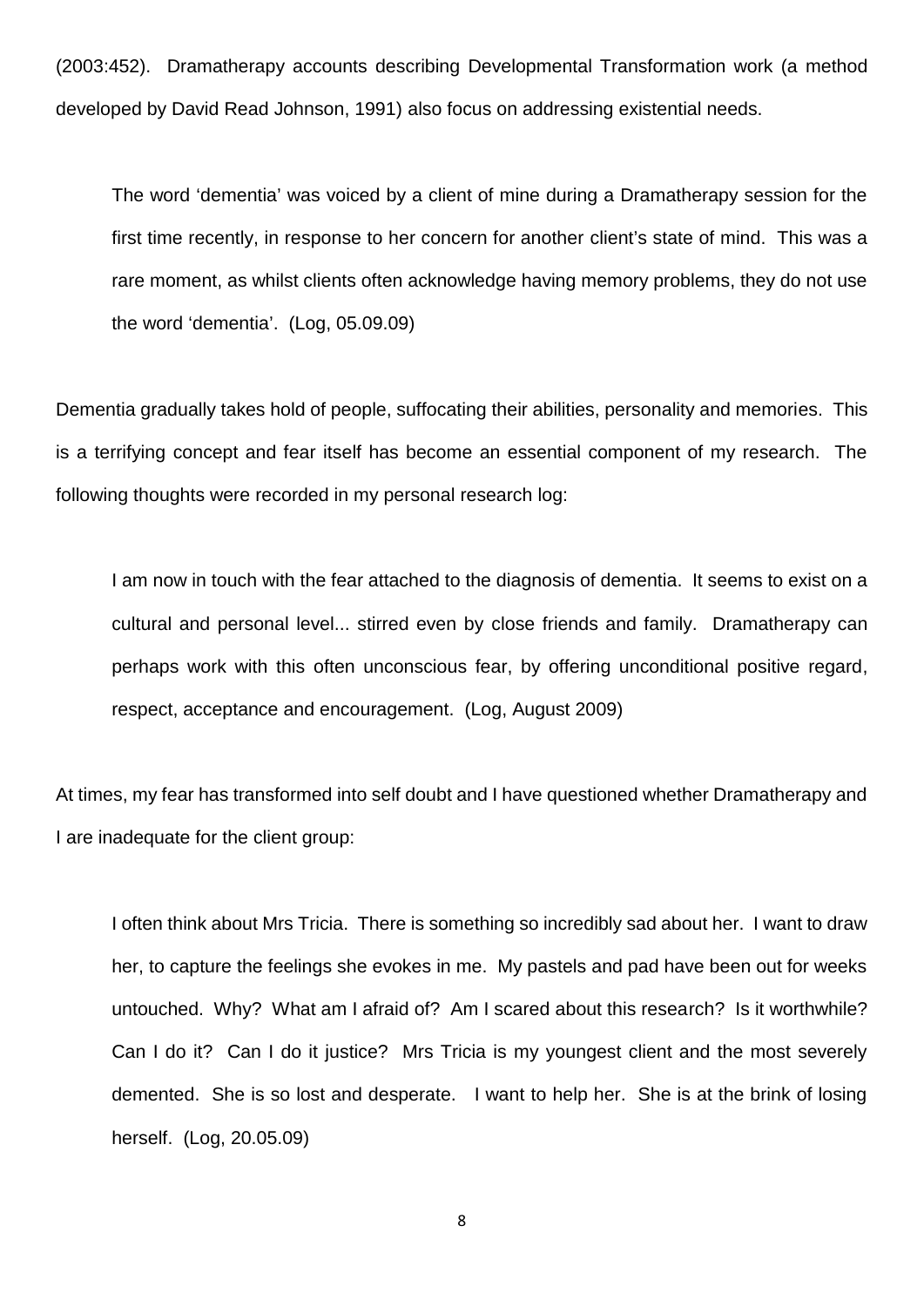(2003:452). Dramatherapy accounts describing Developmental Transformation work (a method developed by David Read Johnson, 1991) also focus on addressing existential needs.

> The word 'dementia' was voiced by a client of mine during a Dramatherapy session for the first time recently, in response to her concern for another client's state of mind. This was a rare moment, as whilst clients often acknowledge having memory problems, they do not use the word 'dementia'. (Log, 05.09.09)

Dementia gradually takes hold of people, suffocating their abilities, personality and memories. This is a terrifying concept and fear itself has become an essential component of my research. The following thoughts were recorded in my personal research log:

> I am now in touch with the fear attached to the diagnosis of dementia. It seems to exist on a cultural and personal level... stirred even by close friends and family. Dramatherapy can perhaps work with this often unconscious fear, by offering unconditional positive regard, respect, acceptance and encouragement. (Log, August 2009)

At times, my fear has transformed into self doubt and I have questioned whether Dramatherapy and I are inadequate for the client group:

> I often think about Mrs Tricia. There is something so incredibly sad about her. I want to draw her, to capture the feelings she evokes in me. My pastels and pad have been out for weeks untouched. Why? What am I afraid of? Am I scared about this research? Is it worthwhile? Can I do it? Can I do it justice? Mrs Tricia is my youngest client and the most severely demented. She is so lost and desperate. I want to help her. She is at the brink of losing herself. (Log, 20.05.09)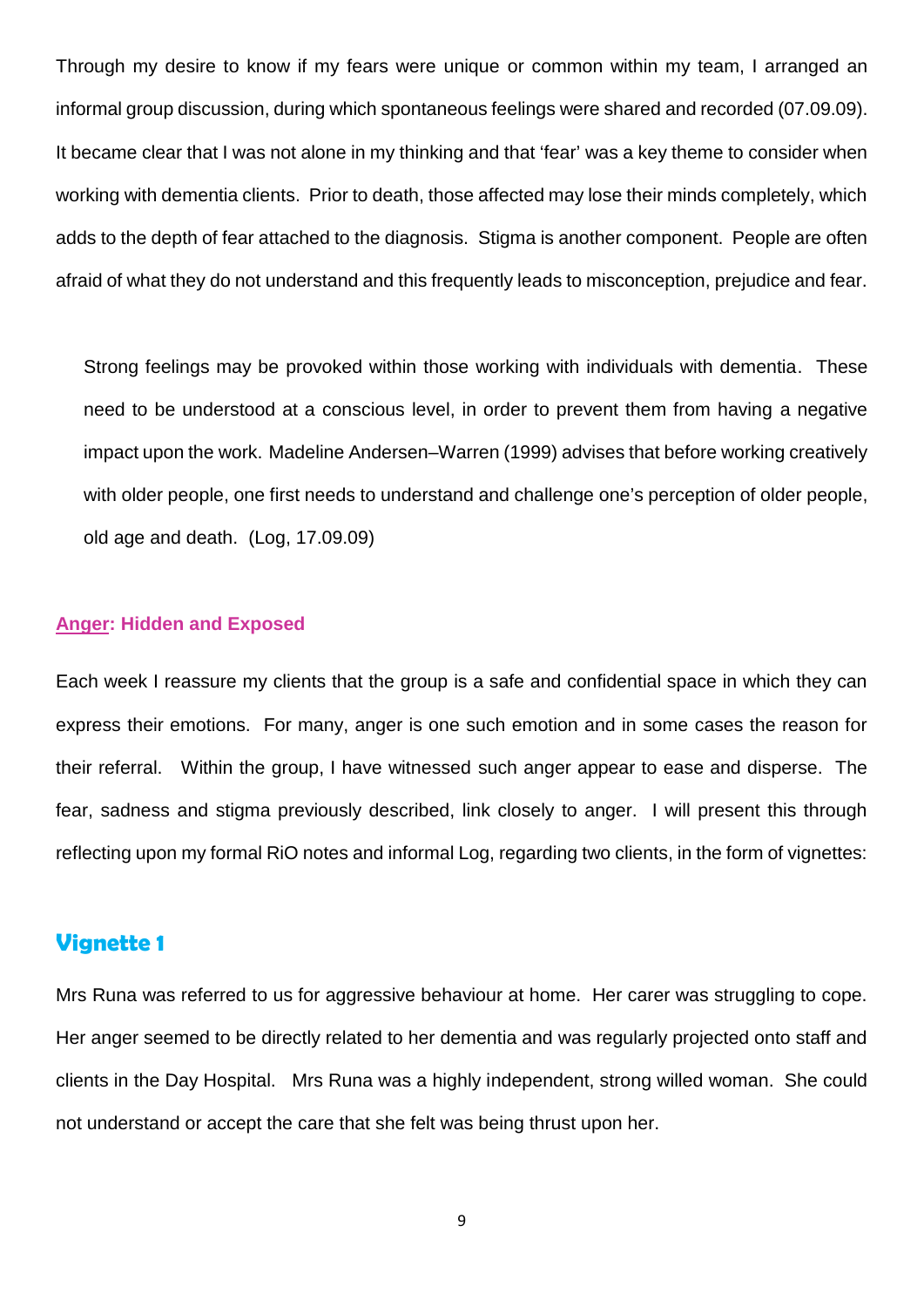Through my desire to know if my fears were unique or common within my team, I arranged an informal group discussion, during which spontaneous feelings were shared and recorded (07.09.09). It became clear that I was not alone in my thinking and that 'fear' was a key theme to consider when working with dementia clients. Prior to death, those affected may lose their minds completely, which adds to the depth of fear attached to the diagnosis. Stigma is another component. People are often afraid of what they do not understand and this frequently leads to misconception, prejudice and fear.

> Strong feelings may be provoked within those working with individuals with dementia. These need to be understood at a conscious level, in order to prevent them from having a negative impact upon the work. Madeline Andersen–Warren (1999) advises that before working creatively with older people, one first needs to understand and challenge one's perception of older people, old age and death. (Log, 17.09.09)

### Anger: Hidden and Exposed

Each week I reassure my clients that the group is a safe and confidential space in which they can express their emotions. For many, anger is one such emotion and in some cases the reason for their referral. Within the group, I have witnessed such anger appear to ease and disperse. The fear, sadness and stigma previously described, link closely to anger. I will present this through reflecting upon my formal RiO notes and informal Log, regarding two clients, in the form of vignettes:

## Vignette 1

Mrs Runa was referred to us for aggressive behaviour at home. Her carer was struggling to cope. Her anger seemed to be directly related to her dementia and was regularly projected onto staff and clients in the Day Hospital. Mrs Runa was a highly independent, strong willed woman. She could not understand or accept the care that she felt was being thrust upon her.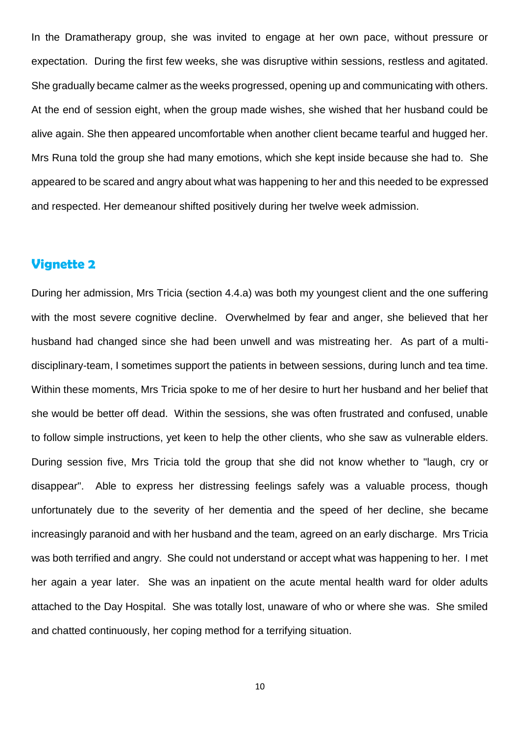In the Dramatherapy group, she was invited to engage at her own pace, without pressure or expectation. During the first few weeks, she was disruptive within sessions, restless and agitated. She gradually became calmer as the weeks progressed, opening up and communicating with others. At the end of session eight, when the group made wishes, she wished that her husband could be alive again. She then appeared uncomfortable when another client became tearful and hugged her. Mrs Runa told the group she had many emotions, which she kept inside because she had to. She appeared to be scared and angry about what was happening to her and this needed to be expressed and respected. Her demeanour shifted positively during her twelve week admission.

## Vignette 2

During her admission, Mrs Tricia (section 4.4.a) was both my youngest client and the one suffering with the most severe cognitive decline. Overwhelmed by fear and anger, she believed that her husband had changed since she had been unwell and was mistreating her. As part of a multi-disciplinary-team, I sometimes support the patients in between sessions, during lunch and tea time. Within these moments, Mrs Tricia spoke to me of her desire to hurt her husband and her belief that she would be better off dead. Within the sessions, she was often frustrated and confused, unable to follow simple instructions, yet keen to help the other clients, who she saw as vulnerable elders. During session five, Mrs Tricia told the group that she did not know whether to "laugh, cry or disappear". Able to express her distressing feelings safely was a valuable process, though unfortunately due to the severity of her dementia and the speed of her decline, she became increasingly paranoid and with her husband and the team, agreed on an early discharge. Mrs Tricia was both terrified and angry. She could not understand or accept what was happening to her. I met her again a year later. She was an inpatient on the acute mental health ward for older adults attached to the Day Hospital. She was totally lost, unaware of who or where she was. She smiled and chatted continuously, her coping method for a terrifying situation.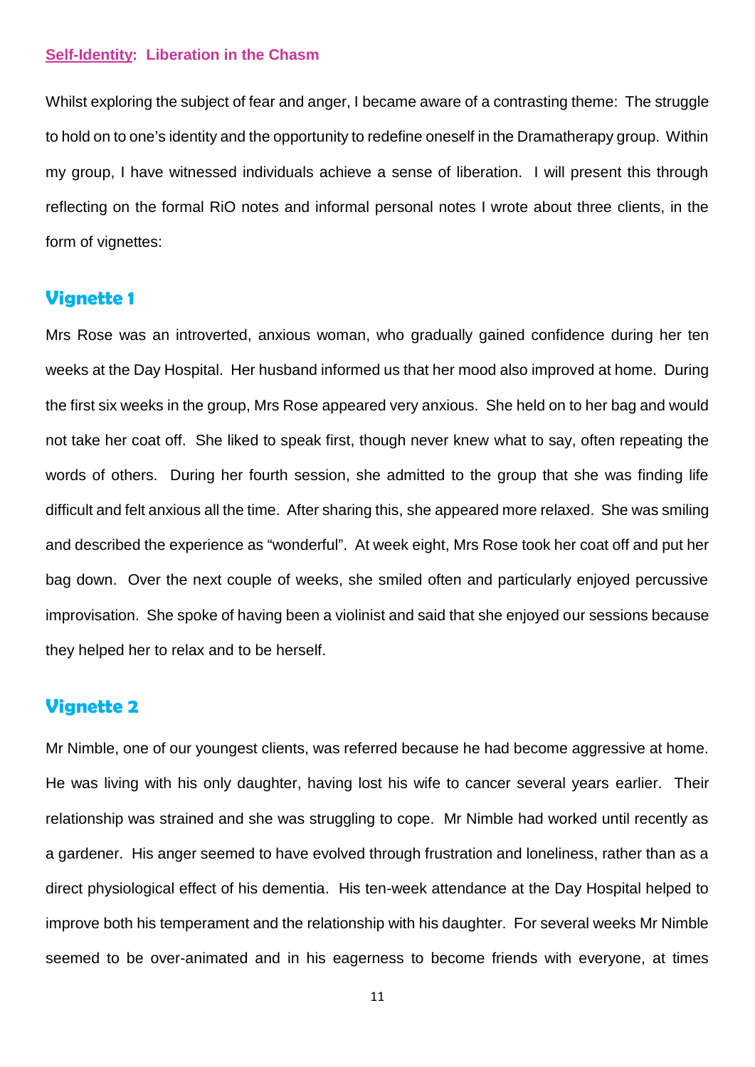**Self-Identity: Liberation in the Chasm**

Whilst exploring the subject of fear and anger, I became aware of a contrasting theme: The struggle to hold on to one's identity and the opportunity to redefine oneself in the Dramatherapy group. Within my group, I have witnessed individuals achieve a sense of liberation. I will present this through reflecting on the formal RiO notes and informal personal notes I wrote about three clients, in the form of vignettes:

## Vignette 1

Mrs Rose was an introverted, anxious woman, who gradually gained confidence during her ten weeks at the Day Hospital. Her husband informed us that her mood also improved at home. During the first six weeks in the group, Mrs Rose appeared very anxious. She held on to her bag and would not take her coat off. She liked to speak first, though never knew what to say, often repeating the words of others. During her fourth session, she admitted to the group that she was finding life difficult and felt anxious all the time. After sharing this, she appeared more relaxed. She was smiling and described the experience as "wonderful". At week eight, Mrs Rose took her coat off and put her bag down. Over the next couple of weeks, she smiled often and particularly enjoyed percussive improvisation. She spoke of having been a violinist and said that she enjoyed our sessions because they helped her to relax and to be herself.

## Vignette 2

Mr Nimble, one of our youngest clients, was referred because he had become aggressive at home. He was living with his only daughter, having lost his wife to cancer several years earlier. Their relationship was strained and she was struggling to cope. Mr Nimble had worked until recently as a gardener. His anger seemed to have evolved through frustration and loneliness, rather than as a direct physiological effect of his dementia. His ten-week attendance at the Day Hospital helped to improve both his temperament and the relationship with his daughter. For several weeks Mr Nimble seemed to be over-animated and in his eagerness to become friends with everyone, at times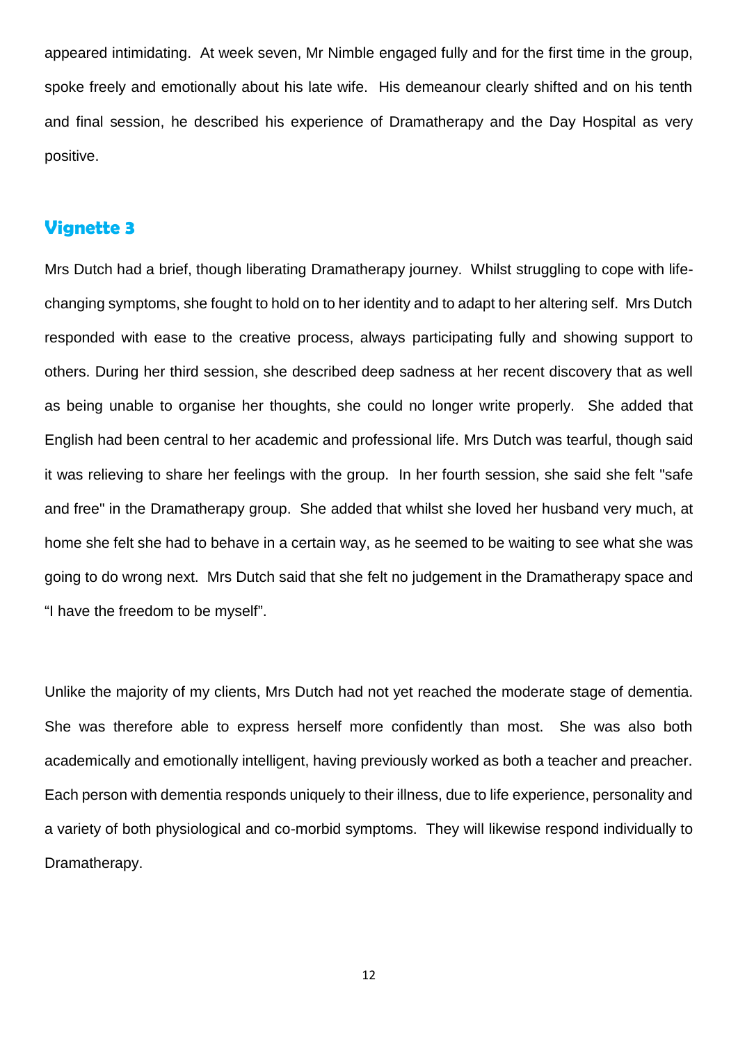appeared intimidating. At week seven, Mr Nimble engaged fully and for the first time in the group, spoke freely and emotionally about his late wife. His demeanour clearly shifted and on his tenth and final session, he described his experience of Dramatherapy and the Day Hospital as very positive.

## Vignette 3

Mrs Dutch had a brief, though liberating Dramatherapy journey. Whilst struggling to cope with life-changing symptoms, she fought to hold on to her identity and to adapt to her altering self. Mrs Dutch responded with ease to the creative process, always participating fully and showing support to others. During her third session, she described deep sadness at her recent discovery that as well as being unable to organise her thoughts, she could no longer write properly. She added that English had been central to her academic and professional life. Mrs Dutch was tearful, though said it was relieving to share her feelings with the group. In her fourth session, she said she felt "safe and free" in the Dramatherapy group. She added that whilst she loved her husband very much, at home she felt she had to behave in a certain way, as he seemed to be waiting to see what she was going to do wrong next. Mrs Dutch said that she felt no judgement in the Dramatherapy space and "I have the freedom to be myself".

Unlike the majority of my clients, Mrs Dutch had not yet reached the moderate stage of dementia. She was therefore able to express herself more confidently than most. She was also both academically and emotionally intelligent, having previously worked as both a teacher and preacher. Each person with dementia responds uniquely to their illness, due to life experience, personality and a variety of both physiological and co-morbid symptoms. They will likewise respond individually to Dramatherapy.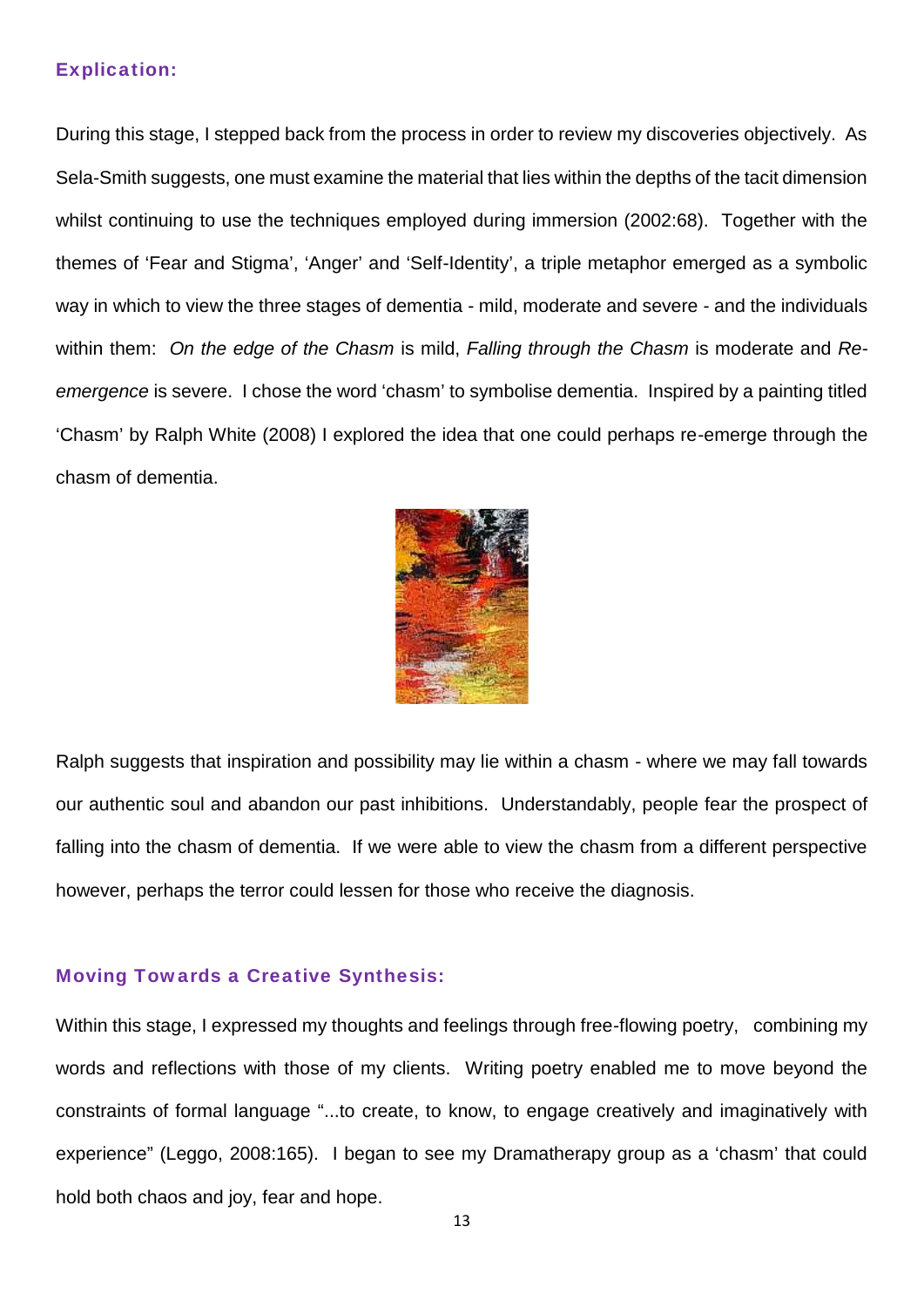### Explication:

During this stage, I stepped back from the process in order to review my discoveries objectively. As Sela-Smith suggests, one must examine the material that lies within the depths of the tacit dimension whilst continuing to use the techniques employed during immersion (2002:68). Together with the themes of 'Fear and Stigma', 'Anger' and 'Self-Identity', a triple metaphor emerged as a symbolic way in which to view the three stages of dementia - mild, moderate and severe - and the individuals within them: *On the edge of the Chasm* is mild, *Falling through the Chasm* is moderate and *Re-emergence* is severe. I chose the word 'chasm' to symbolise dementia. Inspired by a painting titled 'Chasm' by Ralph White (2008) I explored the idea that one could perhaps re-emerge through the chasm of dementia.

Ralph suggests that inspiration and possibility may lie within a chasm - where we may fall towards our authentic soul and abandon our past inhibitions. Understandably, people fear the prospect of falling into the chasm of dementia. If we were able to view the chasm from a different perspective however, perhaps the terror could lessen for those who receive the diagnosis.

### Moving Towards a Creative Synthesis:

Within this stage, I expressed my thoughts and feelings through free-flowing poetry, combining my words and reflections with those of my clients. Writing poetry enabled me to move beyond the constraints of formal language "...to create, to know, to engage creatively and imaginatively with experience" (Leggo, 2008:165). I began to see my Dramatherapy group as a 'chasm' that could hold both chaos and joy, fear and hope.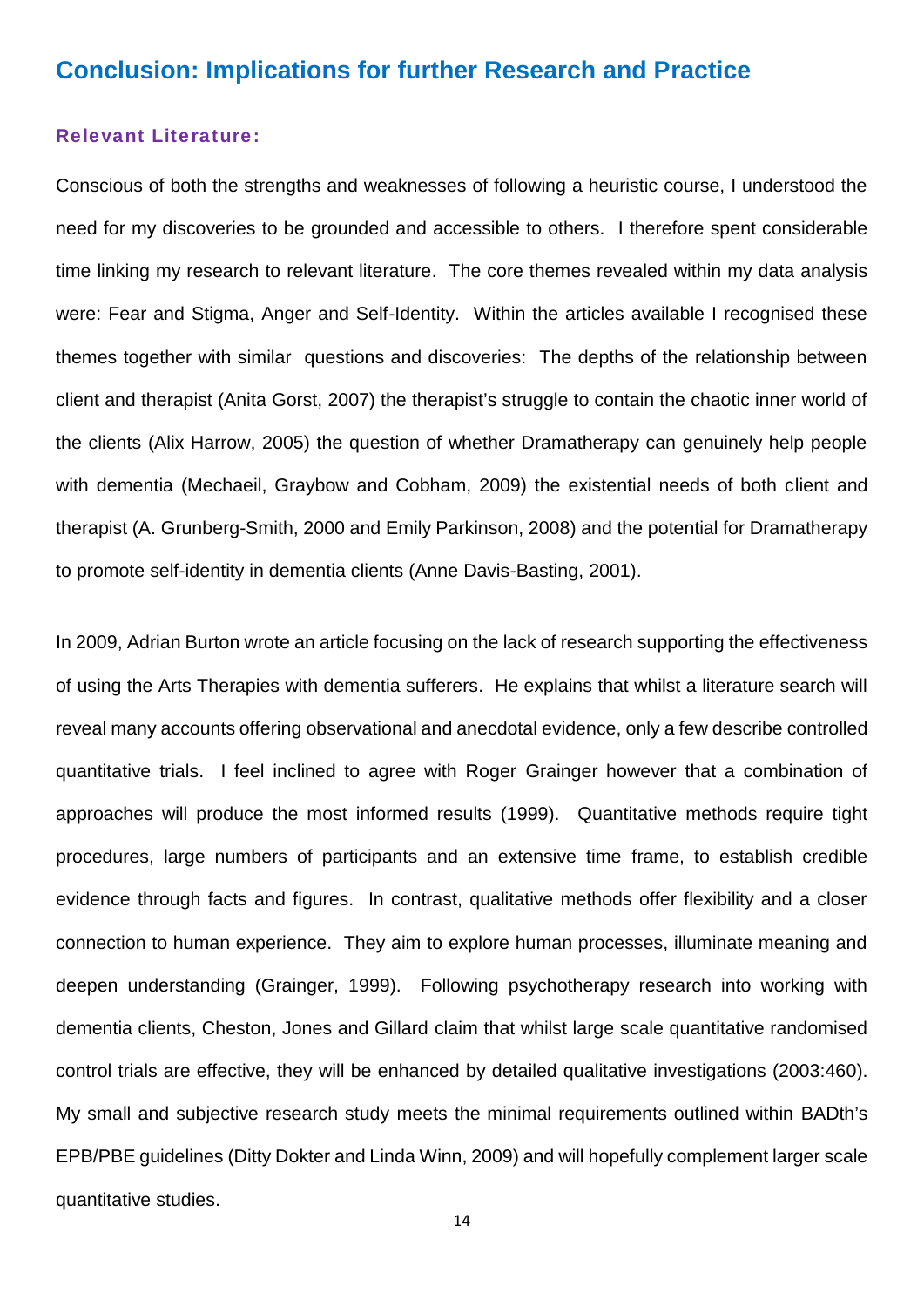## Conclusion: Implications for further Research and Practice

### Relevant Literature:

Conscious of both the strengths and weaknesses of following a heuristic course, I understood the need for my discoveries to be grounded and accessible to others. I therefore spent considerable time linking my research to relevant literature. The core themes revealed within my data analysis were: Fear and Stigma, Anger and Self-Identity. Within the articles available I recognised these themes together with similar questions and discoveries: The depths of the relationship between client and therapist (Anita Gorst, 2007) the therapist's struggle to contain the chaotic inner world of the clients (Alix Harrow, 2005) the question of whether Dramatherapy can genuinely help people with dementia (Mechaeil, Graybow and Cobham, 2009) the existential needs of both client and therapist (A. Grunberg-Smith, 2000 and Emily Parkinson, 2008) and the potential for Dramatherapy to promote self-identity in dementia clients (Anne Davis-Basting, 2001).

In 2009, Adrian Burton wrote an article focusing on the lack of research supporting the effectiveness of using the Arts Therapies with dementia sufferers. He explains that whilst a literature search will reveal many accounts offering observational and anecdotal evidence, only a few describe controlled quantitative trials. I feel inclined to agree with Roger Grainger however that a combination of approaches will produce the most informed results (1999). Quantitative methods require tight procedures, large numbers of participants and an extensive time frame, to establish credible evidence through facts and figures. In contrast, qualitative methods offer flexibility and a closer connection to human experience. They aim to explore human processes, illuminate meaning and deepen understanding (Grainger, 1999). Following psychotherapy research into working with dementia clients, Cheston, Jones and Gillard claim that whilst large scale quantitative randomised control trials are effective, they will be enhanced by detailed qualitative investigations (2003:460). My small and subjective research study meets the minimal requirements outlined within BADth's EPB/PBE guidelines (Ditty Dokter and Linda Winn, 2009) and will hopefully complement larger scale quantitative studies.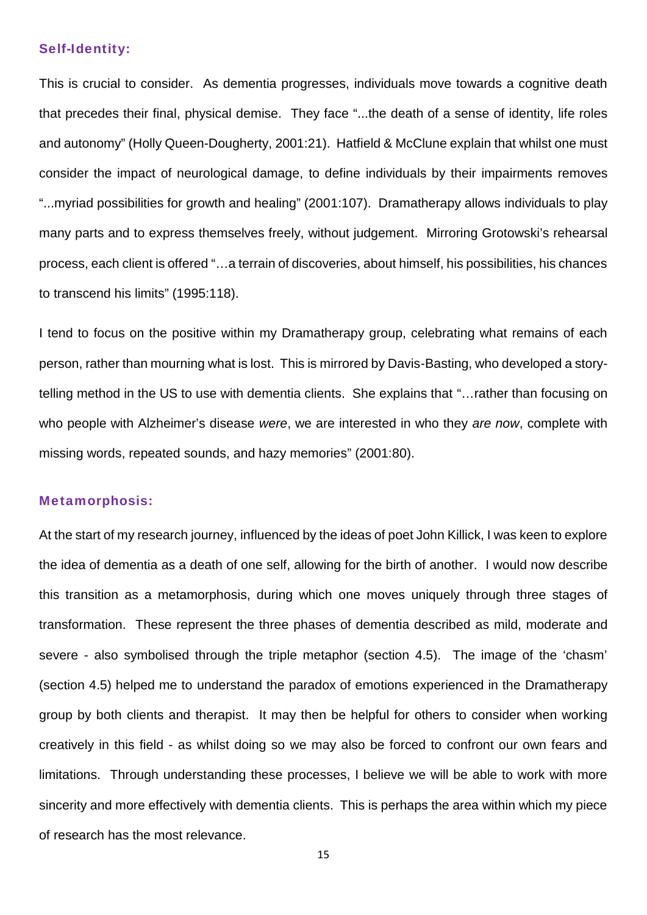### Self-Identity:

This is crucial to consider. As dementia progresses, individuals move towards a cognitive death that precedes their final, physical demise. They face "...the death of a sense of identity, life roles and autonomy" (Holly Queen-Dougherty, 2001:21). Hatfield & McClune explain that whilst one must consider the impact of neurological damage, to define individuals by their impairments removes "...myriad possibilities for growth and healing" (2001:107). Dramatherapy allows individuals to play many parts and to express themselves freely, without judgement. Mirroring Grotowski's rehearsal process, each client is offered "…a terrain of discoveries, about himself, his possibilities, his chances to transcend his limits" (1995:118).

I tend to focus on the positive within my Dramatherapy group, celebrating what remains of each person, rather than mourning what is lost. This is mirrored by Davis-Basting, who developed a story-telling method in the US to use with dementia clients. She explains that "…rather than focusing on who people with Alzheimer's disease *were*, we are interested in who they *are now*, complete with missing words, repeated sounds, and hazy memories" (2001:80).

### Metamorphosis:

At the start of my research journey, influenced by the ideas of poet John Killick, I was keen to explore the idea of dementia as a death of one self, allowing for the birth of another. I would now describe this transition as a metamorphosis, during which one moves uniquely through three stages of transformation. These represent the three phases of dementia described as mild, moderate and severe - also symbolised through the triple metaphor (section 4.5). The image of the 'chasm' (section 4.5) helped me to understand the paradox of emotions experienced in the Dramatherapy group by both clients and therapist. It may then be helpful for others to consider when working creatively in this field - as whilst doing so we may also be forced to confront our own fears and limitations. Through understanding these processes, I believe we will be able to work with more sincerity and more effectively with dementia clients. This is perhaps the area within which my piece of research has the most relevance.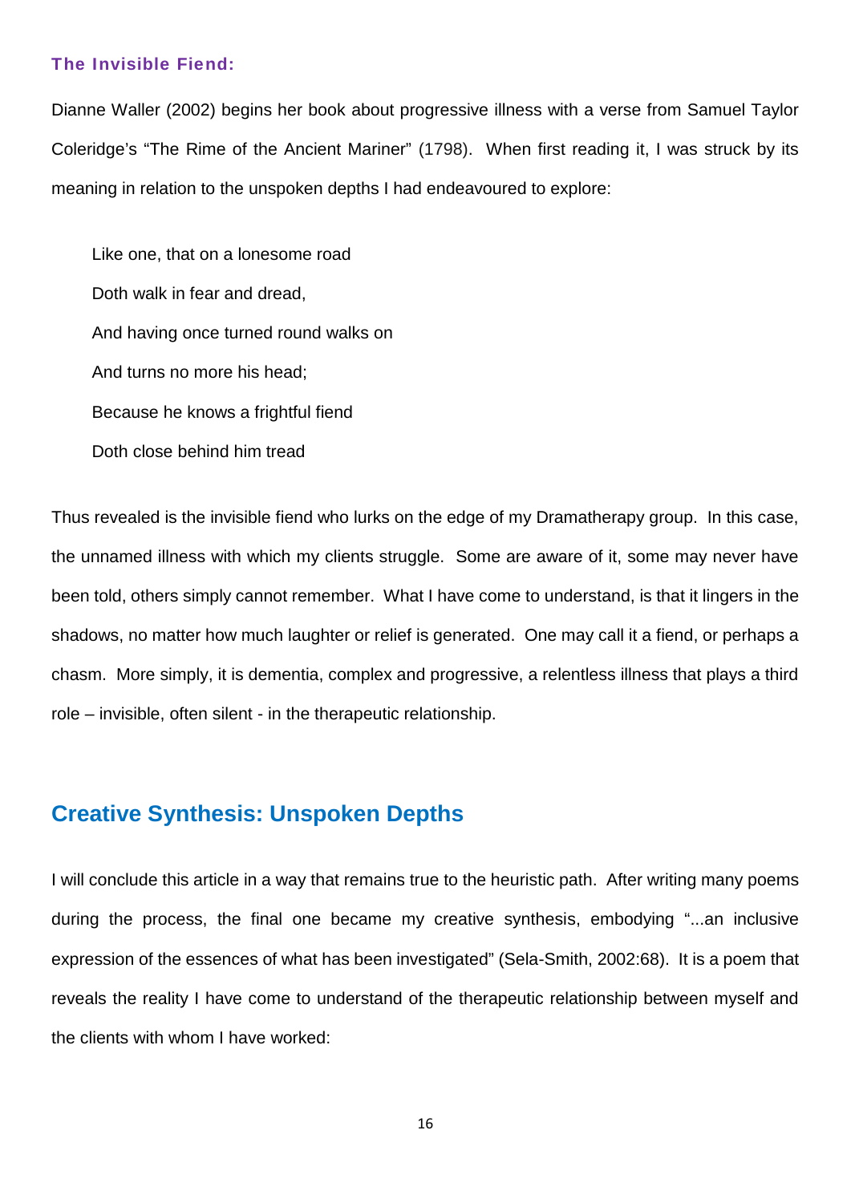### The Invisible Fiend:

Dianne Waller (2002) begins her book about progressive illness with a verse from Samuel Taylor Coleridge's "The Rime of the Ancient Mariner" (1798). When first reading it, I was struck by its meaning in relation to the unspoken depths I had endeavoured to explore:

> Like one, that on a lonesome road  
> Doth walk in fear and dread,  
> And having once turned round walks on  
> And turns no more his head;  
> Because he knows a frightful fiend  
> Doth close behind him tread

Thus revealed is the invisible fiend who lurks on the edge of my Dramatherapy group. In this case, the unnamed illness with which my clients struggle. Some are aware of it, some may never have been told, others simply cannot remember. What I have come to understand, is that it lingers in the shadows, no matter how much laughter or relief is generated. One may call it a fiend, or perhaps a chasm. More simply, it is dementia, complex and progressive, a relentless illness that plays a third role – invisible, often silent - in the therapeutic relationship.

## Creative Synthesis: Unspoken Depths

I will conclude this article in a way that remains true to the heuristic path. After writing many poems during the process, the final one became my creative synthesis, embodying "...an inclusive expression of the essences of what has been investigated" (Sela-Smith, 2002:68). It is a poem that reveals the reality I have come to understand of the therapeutic relationship between myself and the clients with whom I have worked: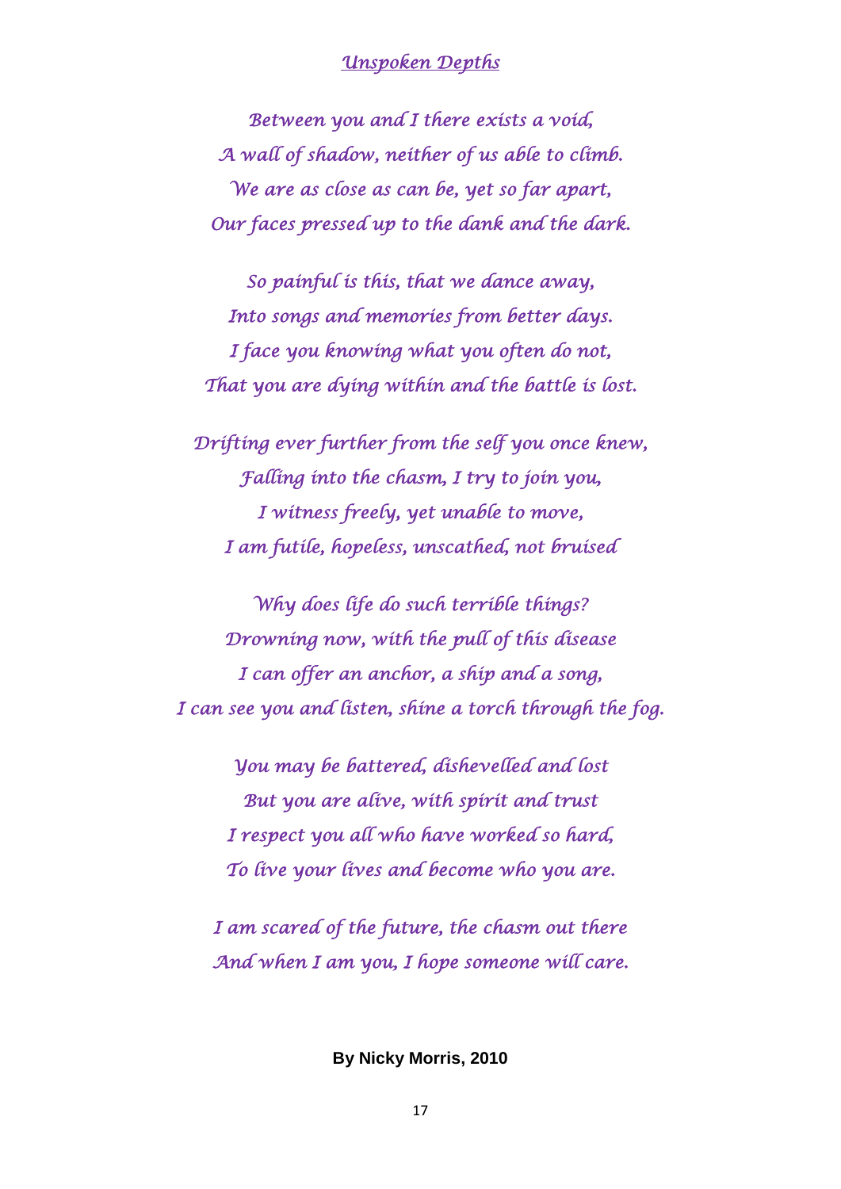## *Unspoken Depths*

*Between you and I there exists a void,*
*A wall of shadow, neither of us able to climb.*
*We are as close as can be, yet so far apart,*
*Our faces pressed up to the dank and the dark.*

*So painful is this, that we dance away,*
*Into songs and memories from better days.*
*I face you knowing what you often do not,*
*That you are dying within and the battle is lost.*

*Drifting ever further from the self you once knew,*
*Falling into the chasm, I try to join you,*
*I witness freely, yet unable to move,*
*I am futile, hopeless, unscathed, not bruised*

*Why does life do such terrible things?*
*Drowning now, with the pull of this disease*
*I can offer an anchor, a ship and a song,*
*I can see you and listen, shine a torch through the fog.*

*You may be battered, dishevelled and lost*
*But you are alive, with spirit and trust*
*I respect you all who have worked so hard,*
*To live your lives and become who you are.*

*I am scared of the future, the chasm out there*
*And when I am you, I hope someone will care.*

**By Nicky Morris, 2010**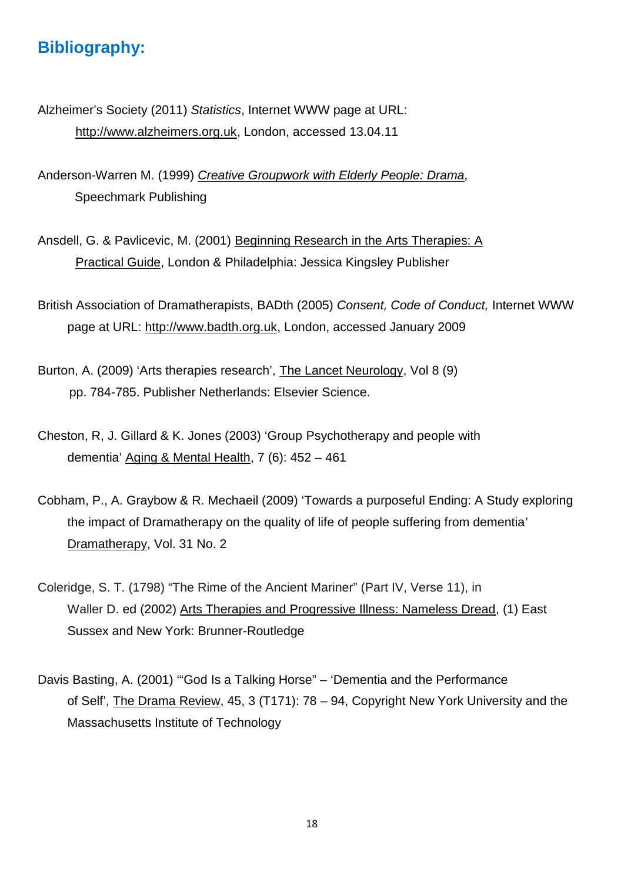## Bibliography:

Alzheimer's Society (2011) *Statistics*, Internet WWW page at URL: http://www.alzheimers.org.uk, London, accessed 13.04.11

Anderson-Warren M. (1999) *Creative Groupwork with Elderly People: Drama,* Speechmark Publishing

Ansdell, G. & Pavlicevic, M. (2001) Beginning Research in the Arts Therapies: A Practical Guide, London & Philadelphia: Jessica Kingsley Publisher

British Association of Dramatherapists, BADth (2005) *Consent, Code of Conduct,* Internet WWW page at URL: http://www.badth.org.uk, London, accessed January 2009

Burton, A. (2009) 'Arts therapies research', The Lancet Neurology, Vol 8 (9) pp. 784-785. Publisher Netherlands: Elsevier Science.

Cheston, R, J. Gillard & K. Jones (2003) 'Group Psychotherapy and people with dementia' Aging & Mental Health, 7 (6): 452 – 461

Cobham, P., A. Graybow & R. Mechaeil (2009) 'Towards a purposeful Ending: A Study exploring the impact of Dramatherapy on the quality of life of people suffering from dementia' Dramatherapy, Vol. 31 No. 2

Coleridge, S. T. (1798) "The Rime of the Ancient Mariner" (Part IV, Verse 11), in Waller D. ed (2002) Arts Therapies and Progressive Illness: Nameless Dread, (1) East Sussex and New York: Brunner-Routledge

Davis Basting, A. (2001) '"God Is a Talking Horse" – 'Dementia and the Performance of Self', The Drama Review, 45, 3 (T171): 78 – 94, Copyright New York University and the Massachusetts Institute of Technology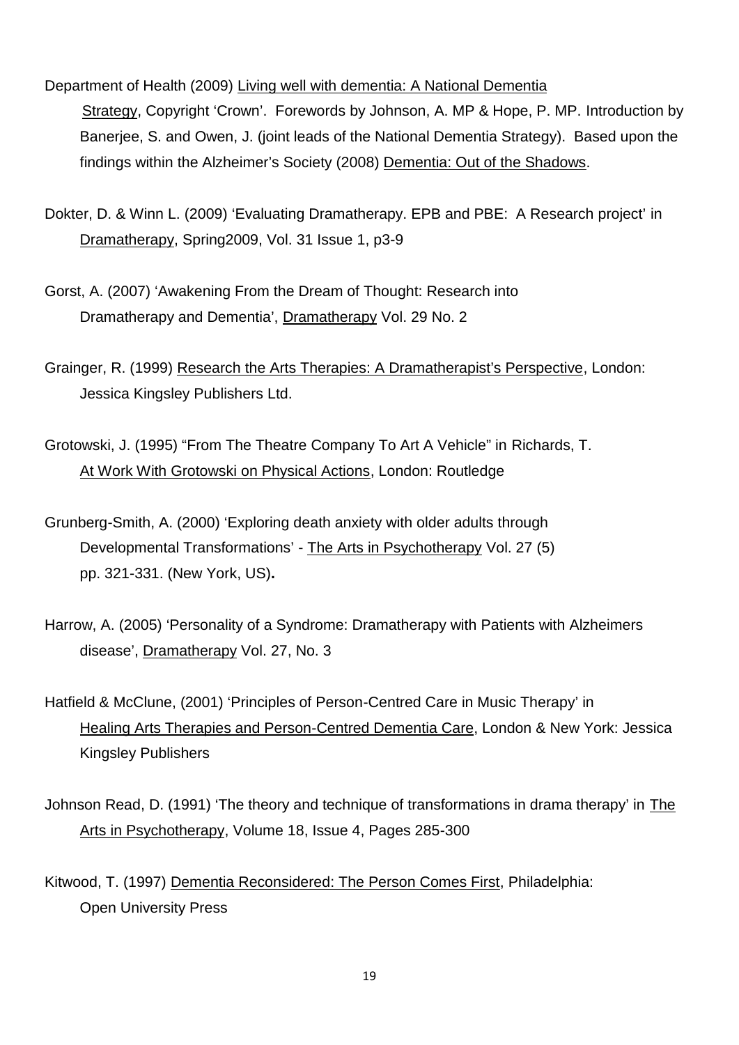Department of Health (2009) Living well with dementia: A National Dementia Strategy, Copyright 'Crown'. Forewords by Johnson, A. MP & Hope, P. MP. Introduction by Banerjee, S. and Owen, J. (joint leads of the National Dementia Strategy). Based upon the findings within the Alzheimer's Society (2008) Dementia: Out of the Shadows.

Dokter, D. & Winn L. (2009) 'Evaluating Dramatherapy. EPB and PBE: A Research project' in Dramatherapy, Spring2009, Vol. 31 Issue 1, p3-9

Gorst, A. (2007) 'Awakening From the Dream of Thought: Research into Dramatherapy and Dementia', Dramatherapy Vol. 29 No. 2

Grainger, R. (1999) Research the Arts Therapies: A Dramatherapist's Perspective, London: Jessica Kingsley Publishers Ltd.

Grotowski, J. (1995) "From The Theatre Company To Art A Vehicle" in Richards, T. At Work With Grotowski on Physical Actions, London: Routledge

Grunberg-Smith, A. (2000) 'Exploring death anxiety with older adults through Developmental Transformations' - The Arts in Psychotherapy Vol. 27 (5) pp. 321-331. (New York, US).

Harrow, A. (2005) 'Personality of a Syndrome: Dramatherapy with Patients with Alzheimers disease', Dramatherapy Vol. 27, No. 3

Hatfield & McClune, (2001) 'Principles of Person-Centred Care in Music Therapy' in Healing Arts Therapies and Person-Centred Dementia Care, London & New York: Jessica Kingsley Publishers

Johnson Read, D. (1991) 'The theory and technique of transformations in drama therapy' in The Arts in Psychotherapy, Volume 18, Issue 4, Pages 285-300

Kitwood, T. (1997) Dementia Reconsidered: The Person Comes First, Philadelphia: Open University Press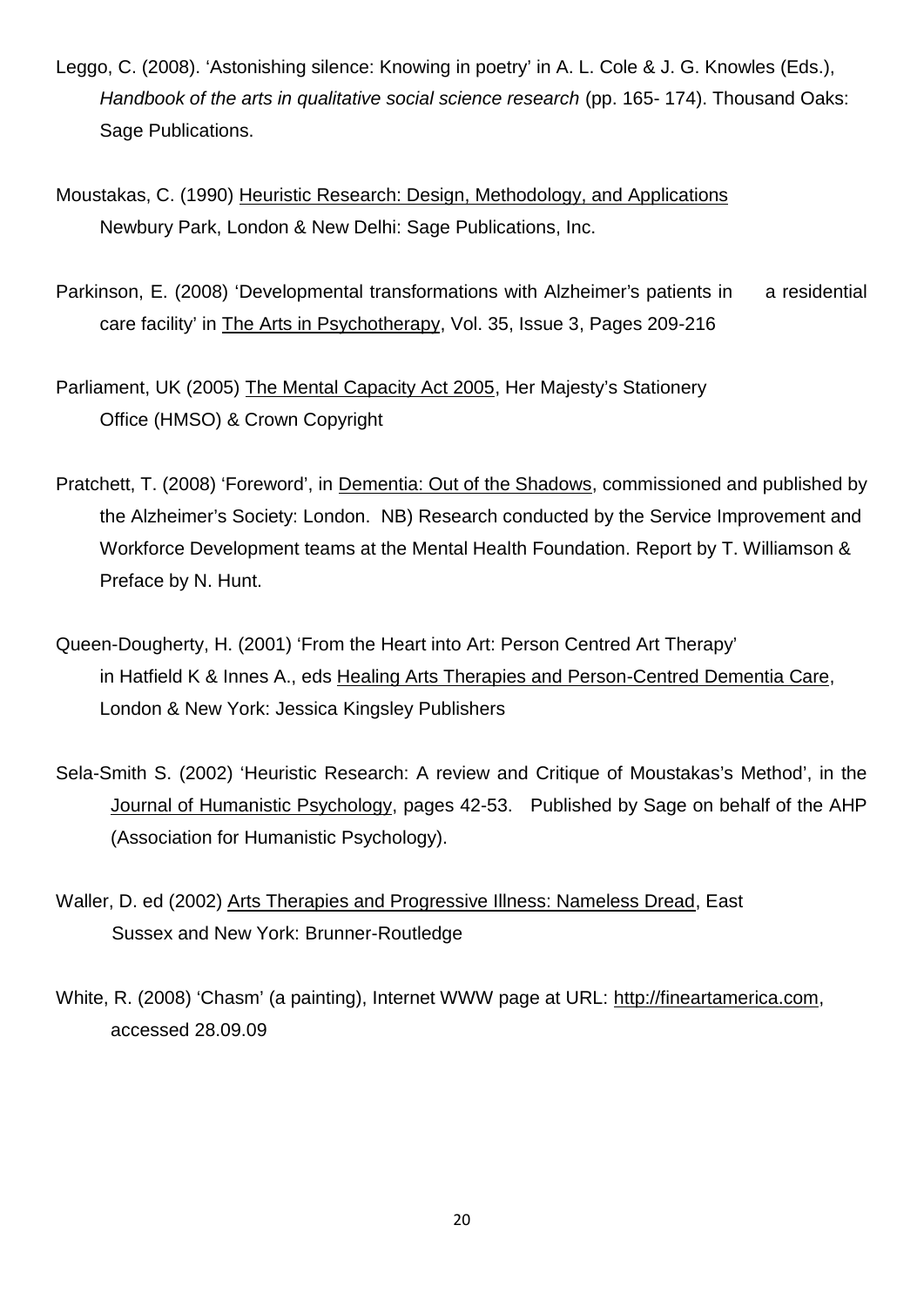Leggo, C. (2008). 'Astonishing silence: Knowing in poetry' in A. L. Cole & J. G. Knowles (Eds.), *Handbook of the arts in qualitative social science research* (pp. 165- 174). Thousand Oaks: Sage Publications.

Moustakas, C. (1990) Heuristic Research: Design, Methodology, and Applications Newbury Park, London & New Delhi: Sage Publications, Inc.

Parkinson, E. (2008) 'Developmental transformations with Alzheimer's patients in a residential care facility' in The Arts in Psychotherapy, Vol. 35, Issue 3, Pages 209-216

Parliament, UK (2005) The Mental Capacity Act 2005, Her Majesty's Stationery Office (HMSO) & Crown Copyright

Pratchett, T. (2008) 'Foreword', in Dementia: Out of the Shadows, commissioned and published by the Alzheimer's Society: London. NB) Research conducted by the Service Improvement and Workforce Development teams at the Mental Health Foundation. Report by T. Williamson & Preface by N. Hunt.

Queen-Dougherty, H. (2001) 'From the Heart into Art: Person Centred Art Therapy' in Hatfield K & Innes A., eds Healing Arts Therapies and Person-Centred Dementia Care, London & New York: Jessica Kingsley Publishers

Sela-Smith S. (2002) 'Heuristic Research: A review and Critique of Moustakas's Method', in the Journal of Humanistic Psychology, pages 42-53. Published by Sage on behalf of the AHP (Association for Humanistic Psychology).

Waller, D. ed (2002) Arts Therapies and Progressive Illness: Nameless Dread, East Sussex and New York: Brunner-Routledge

White, R. (2008) 'Chasm' (a painting), Internet WWW page at URL: http://fineartamerica.com, accessed 28.09.09